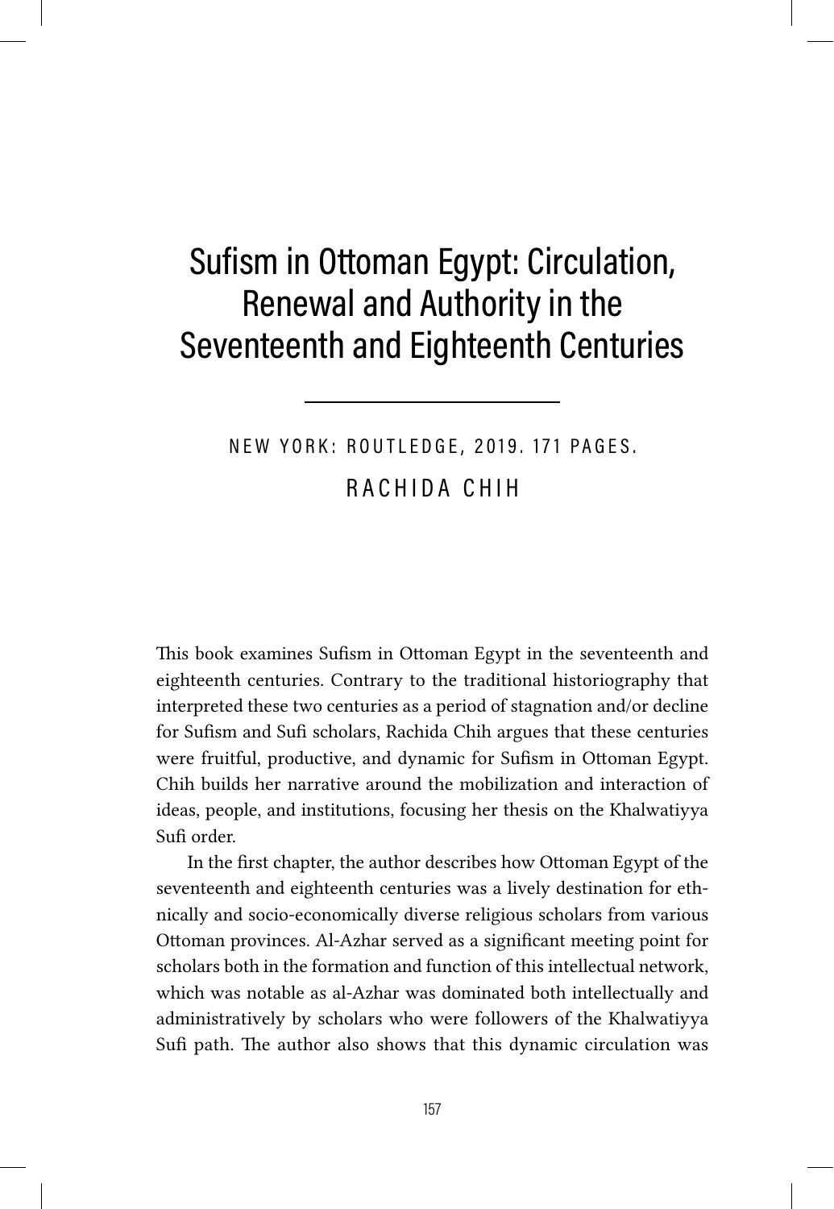# Sufism in Ottoman Egypt: Circulation, Renewal and Authority in the Seventeenth and Eighteenth Centuries

NEW YORK: ROUTLEDGE, 2019. 171 PAGES.

RACHIDA CHIH

This book examines Sufism in Ottoman Egypt in the seventeenth and eighteenth centuries. Contrary to the traditional historiography that interpreted these two centuries as a period of stagnation and/or decline for Sufism and Sufi scholars, Rachida Chih argues that these centuries were fruitful, productive, and dynamic for Sufism in Ottoman Egypt. Chih builds her narrative around the mobilization and interaction of ideas, people, and institutions, focusing her thesis on the Khalwatiyya Sufi order.

In the first chapter, the author describes how Ottoman Egypt of the seventeenth and eighteenth centuries was a lively destination for ethnically and socio-economically diverse religious scholars from various Ottoman provinces. Al-Azhar served as a significant meeting point for scholars both in the formation and function of this intellectual network, which was notable as al-Azhar was dominated both intellectually and administratively by scholars who were followers of the Khalwatiyya Sufi path. The author also shows that this dynamic circulation was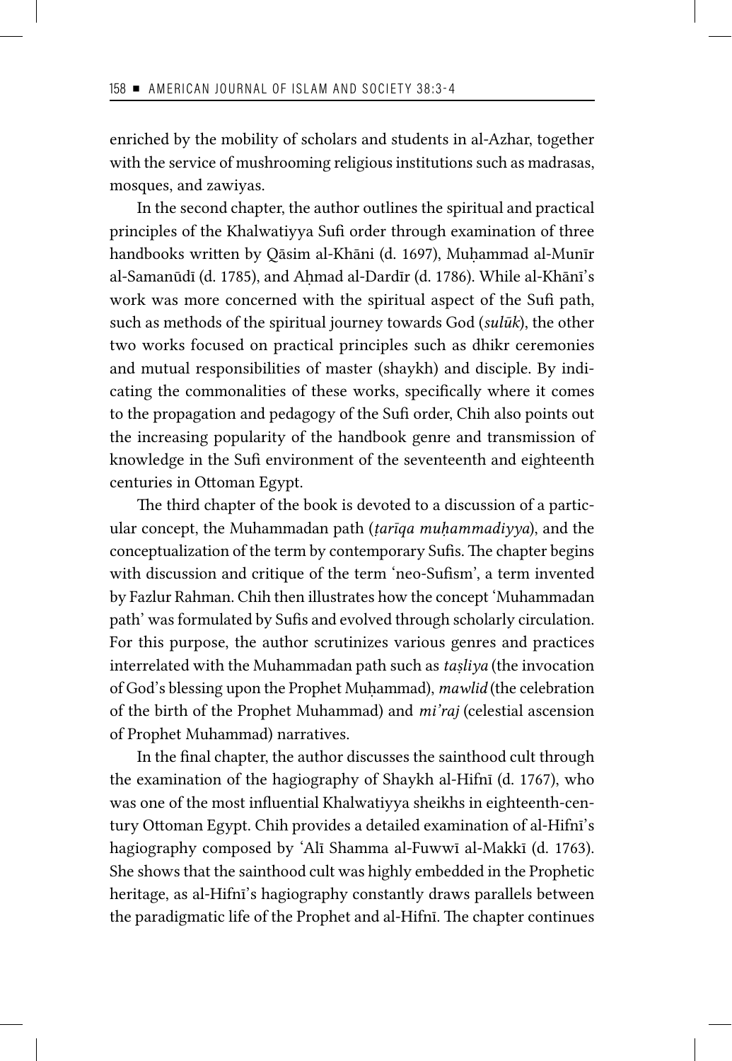enriched by the mobility of scholars and students in al-Azhar, together with the service of mushrooming religious institutions such as madrasas, mosques, and zawiyas.

In the second chapter, the author outlines the spiritual and practical principles of the Khalwatiyya Sufi order through examination of three handbooks written by Qāsim al-Khāni (d. 1697), Muḥammad al-Munīr al-Samanūdī (d. 1785), and Aḥmad al-Dardīr (d. 1786). While al-Khānī's work was more concerned with the spiritual aspect of the Sufi path, such as methods of the spiritual journey towards God (*sulūk*), the other two works focused on practical principles such as dhikr ceremonies and mutual responsibilities of master (shaykh) and disciple. By indicating the commonalities of these works, specifically where it comes to the propagation and pedagogy of the Sufi order, Chih also points out the increasing popularity of the handbook genre and transmission of knowledge in the Sufi environment of the seventeenth and eighteenth centuries in Ottoman Egypt.

The third chapter of the book is devoted to a discussion of a particular concept, the Muhammadan path (*ṭarīqa muḥammadiyya*), and the conceptualization of the term by contemporary Sufis. The chapter begins with discussion and critique of the term 'neo-Sufism', a term invented by Fazlur Rahman. Chih then illustrates how the concept 'Muhammadan path' was formulated by Sufis and evolved through scholarly circulation. For this purpose, the author scrutinizes various genres and practices interrelated with the Muhammadan path such as *taṣliya* (the invocation of God's blessing upon the Prophet Muḥammad), *mawlid* (the celebration of the birth of the Prophet Muhammad) and *mi'raj* (celestial ascension of Prophet Muhammad) narratives.

In the final chapter, the author discusses the sainthood cult through the examination of the hagiography of Shaykh al-Hifnī (d. 1767), who was one of the most influential Khalwatiyya sheikhs in eighteenth-century Ottoman Egypt. Chih provides a detailed examination of al-Hifnī's hagiography composed by ʿAlī Shamma al-Fuwwī al-Makkī (d. 1763). She shows that the sainthood cult was highly embedded in the Prophetic heritage, as al-Hifnī's hagiography constantly draws parallels between the paradigmatic life of the Prophet and al-Hifnī. The chapter continues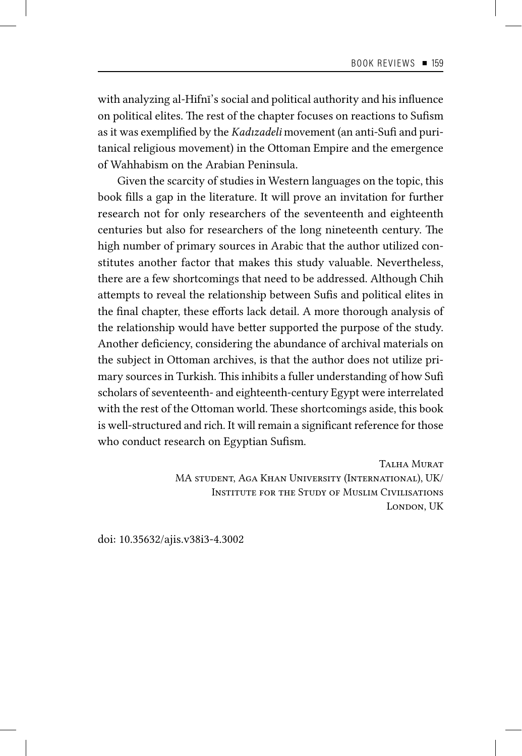with analyzing al-Hifnī's social and political authority and his influence on political elites. The rest of the chapter focuses on reactions to Sufism as it was exemplified by the *Kadızadeli* movement (an anti-Sufi and puritanical religious movement) in the Ottoman Empire and the emergence of Wahhabism on the Arabian Peninsula.

Given the scarcity of studies in Western languages on the topic, this book fills a gap in the literature. It will prove an invitation for further research not for only researchers of the seventeenth and eighteenth centuries but also for researchers of the long nineteenth century. The high number of primary sources in Arabic that the author utilized constitutes another factor that makes this study valuable. Nevertheless, there are a few shortcomings that need to be addressed. Although Chih attempts to reveal the relationship between Sufis and political elites in the final chapter, these efforts lack detail. A more thorough analysis of the relationship would have better supported the purpose of the study. Another deficiency, considering the abundance of archival materials on the subject in Ottoman archives, is that the author does not utilize primary sources in Turkish. This inhibits a fuller understanding of how Sufi scholars of seventeenth- and eighteenth-century Egypt were interrelated with the rest of the Ottoman world. These shortcomings aside, this book is well-structured and rich. It will remain a significant reference for those who conduct research on Egyptian Sufism.

Talha Murat
MA student, Aga Khan University (International), UK/
Institute for the Study of Muslim Civilisations
London, UK

doi: 10.35632/ajis.v38i3-4.3002